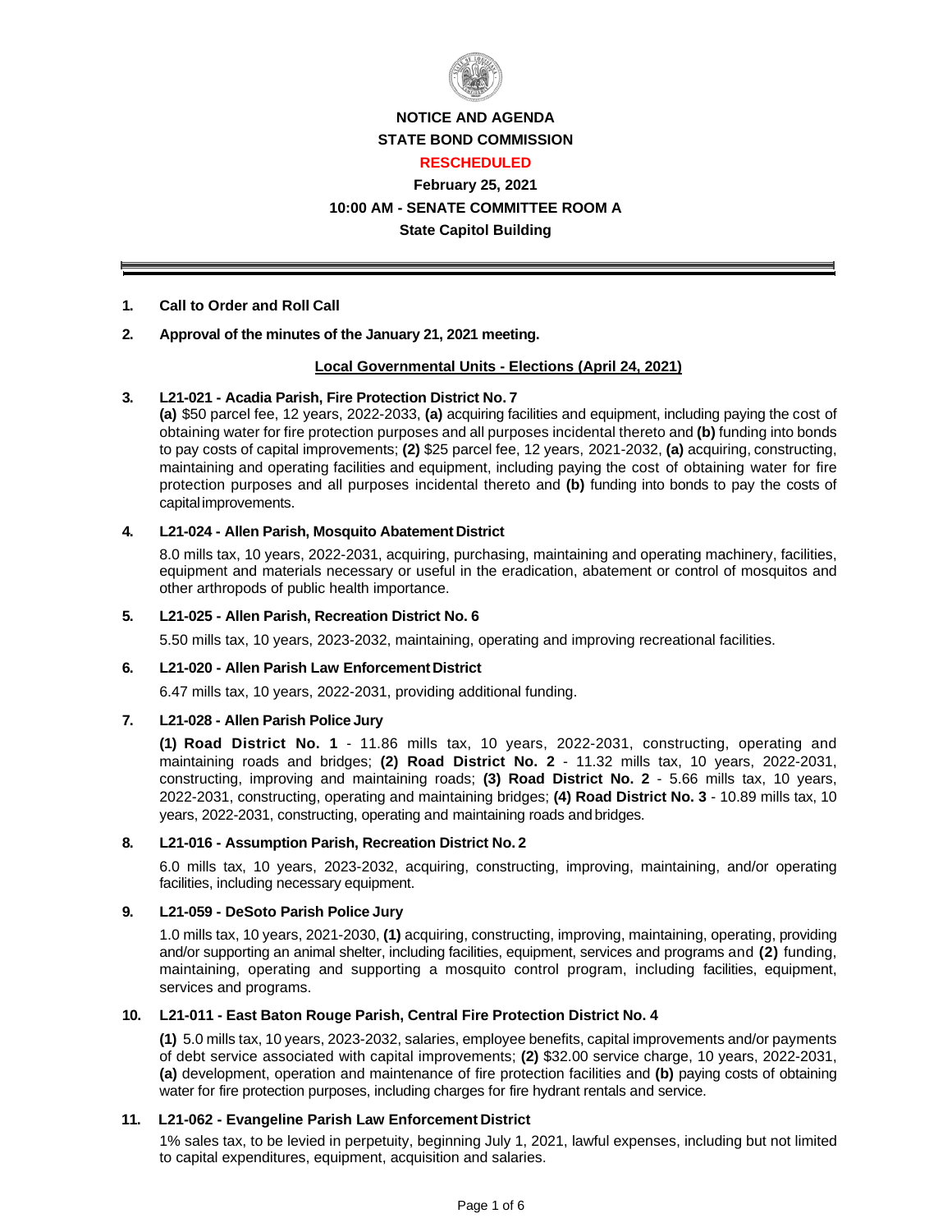# NOTICE AND AGENDA
# STATE BOND COMMISSION
## RESCHEDULED
### February 25, 2021
### 10:00 AM - SENATE COMMITTEE ROOM A
### State Capitol Building

---

**1. Call to Order and Roll Call**

**2. Approval of the minutes of the January 21, 2021 meeting.**

**Local Governmental Units - Elections (April 24, 2021)**

**3. L21-021 - Acadia Parish, Fire Protection District No. 7**

**(a)** $50 parcel fee, 12 years, 2022-2033, **(a)** acquiring facilities and equipment, including paying the cost of obtaining water for fire protection purposes and all purposes incidental thereto and **(b)** funding into bonds to pay costs of capital improvements; **(2)** $25 parcel fee, 12 years, 2021-2032, **(a)** acquiring, constructing, maintaining and operating facilities and equipment, including paying the cost of obtaining water for fire protection purposes and all purposes incidental thereto and **(b)** funding into bonds to pay the costs of capital improvements.

**4. L21-024 - Allen Parish, Mosquito Abatement District**

8.0 mills tax, 10 years, 2022-2031, acquiring, purchasing, maintaining and operating machinery, facilities, equipment and materials necessary or useful in the eradication, abatement or control of mosquitos and other arthropods of public health importance.

**5. L21-025 - Allen Parish, Recreation District No. 6**

5.50 mills tax, 10 years, 2023-2032, maintaining, operating and improving recreational facilities.

**6. L21-020 - Allen Parish Law Enforcement District**

6.47 mills tax, 10 years, 2022-2031, providing additional funding.

**7. L21-028 - Allen Parish Police Jury**

**(1) Road District No. 1** - 11.86 mills tax, 10 years, 2022-2031, constructing, operating and maintaining roads and bridges; **(2) Road District No. 2** - 11.32 mills tax, 10 years, 2022-2031, constructing, improving and maintaining roads; **(3) Road District No. 2** - 5.66 mills tax, 10 years, 2022-2031, constructing, operating and maintaining bridges; **(4) Road District No. 3** - 10.89 mills tax, 10 years, 2022-2031, constructing, operating and maintaining roads and bridges.

**8. L21-016 - Assumption Parish, Recreation District No. 2**

6.0 mills tax, 10 years, 2023-2032, acquiring, constructing, improving, maintaining, and/or operating facilities, including necessary equipment.

**9. L21-059 - DeSoto Parish Police Jury**

1.0 mills tax, 10 years, 2021-2030, **(1)** acquiring, constructing, improving, maintaining, operating, providing and/or supporting an animal shelter, including facilities, equipment, services and programs and **(2)** funding, maintaining, operating and supporting a mosquito control program, including facilities, equipment, services and programs.

**10. L21-011 - East Baton Rouge Parish, Central Fire Protection District No. 4**

**(1)** 5.0 mills tax, 10 years, 2023-2032, salaries, employee benefits, capital improvements and/or payments of debt service associated with capital improvements; **(2)** $32.00 service charge, 10 years, 2022-2031, **(a)** development, operation and maintenance of fire protection facilities and **(b)** paying costs of obtaining water for fire protection purposes, including charges for fire hydrant rentals and service.

**11. L21-062 - Evangeline Parish Law Enforcement District**

1% sales tax, to be levied in perpetuity, beginning July 1, 2021, lawful expenses, including but not limited to capital expenditures, equipment, acquisition and salaries.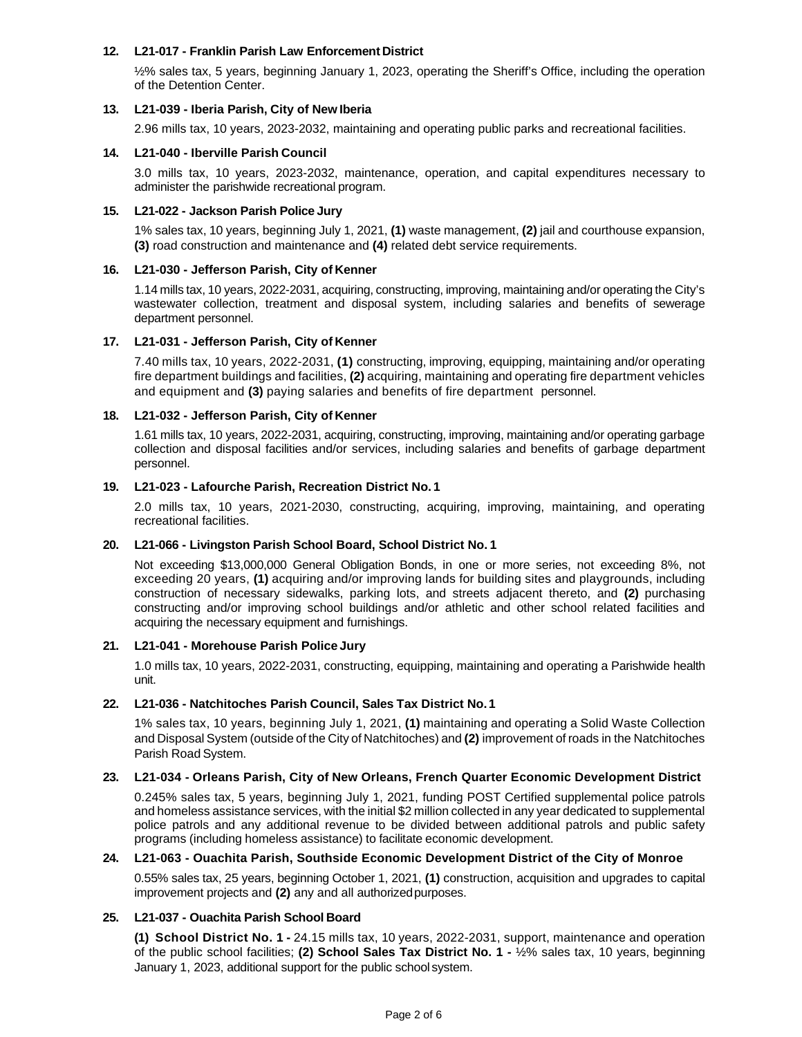**12. L21-017 - Franklin Parish Law Enforcement District**

½% sales tax, 5 years, beginning January 1, 2023, operating the Sheriff's Office, including the operation of the Detention Center.

**13. L21-039 - Iberia Parish, City of New Iberia**

2.96 mills tax, 10 years, 2023-2032, maintaining and operating public parks and recreational facilities.

**14. L21-040 - Iberville Parish Council**

3.0 mills tax, 10 years, 2023-2032, maintenance, operation, and capital expenditures necessary to administer the parishwide recreational program.

**15. L21-022 - Jackson Parish Police Jury**

1% sales tax, 10 years, beginning July 1, 2021, **(1)** waste management, **(2)** jail and courthouse expansion, **(3)** road construction and maintenance and **(4)** related debt service requirements.

**16. L21-030 - Jefferson Parish, City of Kenner**

1.14 mills tax, 10 years, 2022-2031, acquiring, constructing, improving, maintaining and/or operating the City's wastewater collection, treatment and disposal system, including salaries and benefits of sewerage department personnel.

**17. L21-031 - Jefferson Parish, City of Kenner**

7.40 mills tax, 10 years, 2022-2031, **(1)** constructing, improving, equipping, maintaining and/or operating fire department buildings and facilities, **(2)** acquiring, maintaining and operating fire department vehicles and equipment and **(3)** paying salaries and benefits of fire department personnel.

**18. L21-032 - Jefferson Parish, City of Kenner**

1.61 mills tax, 10 years, 2022-2031, acquiring, constructing, improving, maintaining and/or operating garbage collection and disposal facilities and/or services, including salaries and benefits of garbage department personnel.

**19. L21-023 - Lafourche Parish, Recreation District No. 1**

2.0 mills tax, 10 years, 2021-2030, constructing, acquiring, improving, maintaining, and operating recreational facilities.

**20. L21-066 - Livingston Parish School Board, School District No. 1**

Not exceeding $13,000,000 General Obligation Bonds, in one or more series, not exceeding 8%, not exceeding 20 years, **(1)** acquiring and/or improving lands for building sites and playgrounds, including construction of necessary sidewalks, parking lots, and streets adjacent thereto, and **(2)** purchasing constructing and/or improving school buildings and/or athletic and other school related facilities and acquiring the necessary equipment and furnishings.

**21. L21-041 - Morehouse Parish Police Jury**

1.0 mills tax, 10 years, 2022-2031, constructing, equipping, maintaining and operating a Parishwide health unit.

**22. L21-036 - Natchitoches Parish Council, Sales Tax District No. 1**

1% sales tax, 10 years, beginning July 1, 2021, **(1)** maintaining and operating a Solid Waste Collection and Disposal System (outside of the City of Natchitoches) and **(2)** improvement of roads in the Natchitoches Parish Road System.

**23. L21-034 - Orleans Parish, City of New Orleans, French Quarter Economic Development District**

0.245% sales tax, 5 years, beginning July 1, 2021, funding POST Certified supplemental police patrols and homeless assistance services, with the initial $2 million collected in any year dedicated to supplemental police patrols and any additional revenue to be divided between additional patrols and public safety programs (including homeless assistance) to facilitate economic development.

**24. L21-063 - Ouachita Parish, Southside Economic Development District of the City of Monroe**

0.55% sales tax, 25 years, beginning October 1, 2021, **(1)** construction, acquisition and upgrades to capital improvement projects and **(2)** any and all authorized purposes.

**25. L21-037 - Ouachita Parish School Board**

**(1) School District No. 1 -** 24.15 mills tax, 10 years, 2022-2031, support, maintenance and operation of the public school facilities; **(2) School Sales Tax District No. 1 -** ½% sales tax, 10 years, beginning January 1, 2023, additional support for the public school system.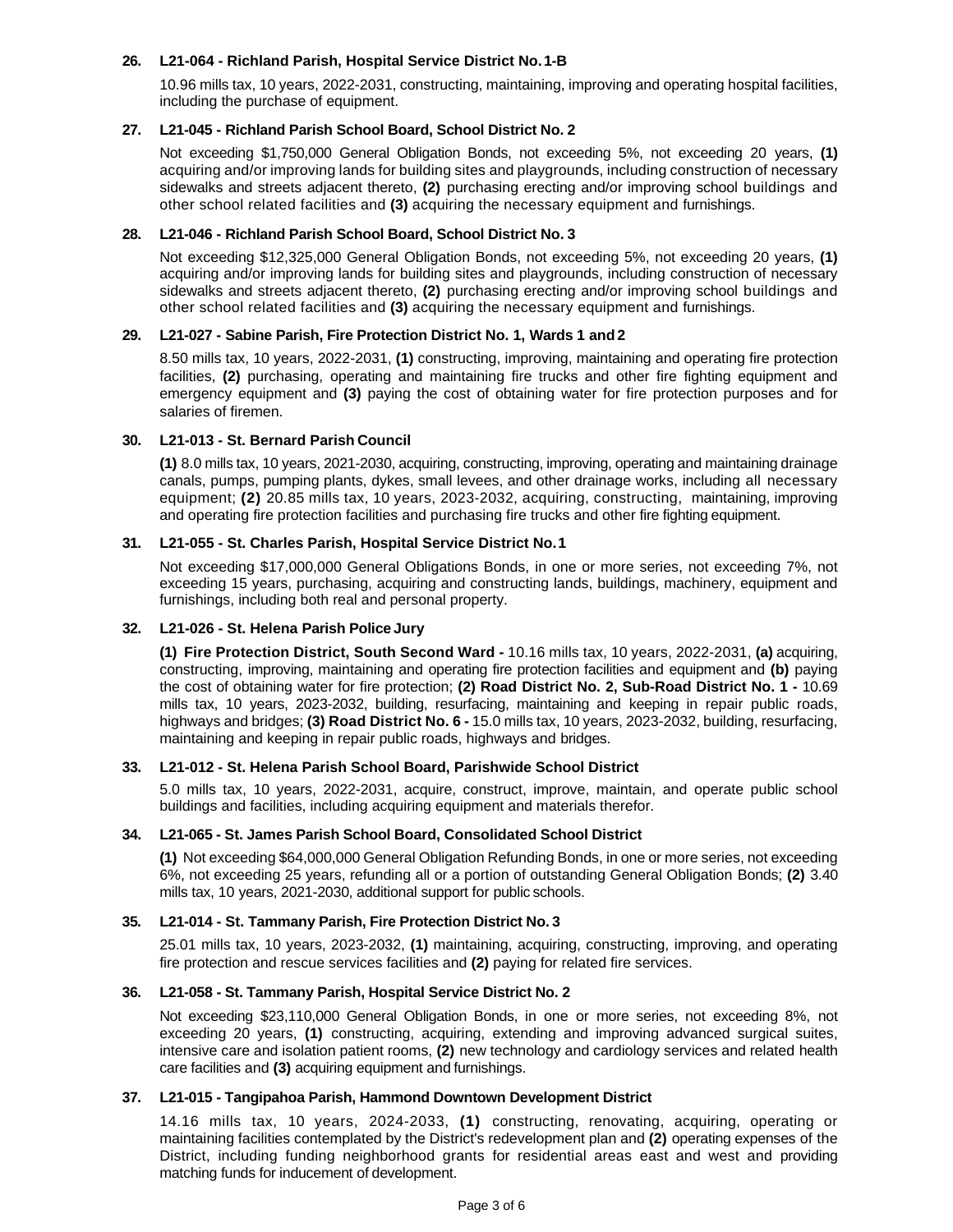**26. L21-064 - Richland Parish, Hospital Service District No. 1-B**

10.96 mills tax, 10 years, 2022-2031, constructing, maintaining, improving and operating hospital facilities, including the purchase of equipment.

**27. L21-045 - Richland Parish School Board, School District No. 2**

Not exceeding $1,750,000 General Obligation Bonds, not exceeding 5%, not exceeding 20 years, **(1)** acquiring and/or improving lands for building sites and playgrounds, including construction of necessary sidewalks and streets adjacent thereto, **(2)** purchasing erecting and/or improving school buildings and other school related facilities and **(3)** acquiring the necessary equipment and furnishings.

**28. L21-046 - Richland Parish School Board, School District No. 3**

Not exceeding $12,325,000 General Obligation Bonds, not exceeding 5%, not exceeding 20 years, **(1)** acquiring and/or improving lands for building sites and playgrounds, including construction of necessary sidewalks and streets adjacent thereto, **(2)** purchasing erecting and/or improving school buildings and other school related facilities and **(3)** acquiring the necessary equipment and furnishings.

**29. L21-027 - Sabine Parish, Fire Protection District No. 1, Wards 1 and 2**

8.50 mills tax, 10 years, 2022-2031, **(1)** constructing, improving, maintaining and operating fire protection facilities, **(2)** purchasing, operating and maintaining fire trucks and other fire fighting equipment and emergency equipment and **(3)** paying the cost of obtaining water for fire protection purposes and for salaries of firemen.

**30. L21-013 - St. Bernard Parish Council**

**(1)** 8.0 mills tax, 10 years, 2021-2030, acquiring, constructing, improving, operating and maintaining drainage canals, pumps, pumping plants, dykes, small levees, and other drainage works, including all necessary equipment; **(2)** 20.85 mills tax, 10 years, 2023-2032, acquiring, constructing, maintaining, improving and operating fire protection facilities and purchasing fire trucks and other fire fighting equipment.

**31. L21-055 - St. Charles Parish, Hospital Service District No. 1**

Not exceeding $17,000,000 General Obligations Bonds, in one or more series, not exceeding 7%, not exceeding 15 years, purchasing, acquiring and constructing lands, buildings, machinery, equipment and furnishings, including both real and personal property.

**32. L21-026 - St. Helena Parish Police Jury**

**(1) Fire Protection District, South Second Ward -** 10.16 mills tax, 10 years, 2022-2031, **(a)** acquiring, constructing, improving, maintaining and operating fire protection facilities and equipment and **(b)** paying the cost of obtaining water for fire protection; **(2) Road District No. 2, Sub-Road District No. 1 -** 10.69 mills tax, 10 years, 2023-2032, building, resurfacing, maintaining and keeping in repair public roads, highways and bridges; **(3) Road District No. 6 -** 15.0 mills tax, 10 years, 2023-2032, building, resurfacing, maintaining and keeping in repair public roads, highways and bridges.

**33. L21-012 - St. Helena Parish School Board, Parishwide School District**

5.0 mills tax, 10 years, 2022-2031, acquire, construct, improve, maintain, and operate public school buildings and facilities, including acquiring equipment and materials therefor.

**34. L21-065 - St. James Parish School Board, Consolidated School District**

**(1)** Not exceeding $64,000,000 General Obligation Refunding Bonds, in one or more series, not exceeding 6%, not exceeding 25 years, refunding all or a portion of outstanding General Obligation Bonds; **(2)** 3.40 mills tax, 10 years, 2021-2030, additional support for public schools.

**35. L21-014 - St. Tammany Parish, Fire Protection District No. 3**

25.01 mills tax, 10 years, 2023-2032, **(1)** maintaining, acquiring, constructing, improving, and operating fire protection and rescue services facilities and **(2)** paying for related fire services.

**36. L21-058 - St. Tammany Parish, Hospital Service District No. 2**

Not exceeding $23,110,000 General Obligation Bonds, in one or more series, not exceeding 8%, not exceeding 20 years, **(1)** constructing, acquiring, extending and improving advanced surgical suites, intensive care and isolation patient rooms, **(2)** new technology and cardiology services and related health care facilities and **(3)** acquiring equipment and furnishings.

**37. L21-015 - Tangipahoa Parish, Hammond Downtown Development District**

14.16 mills tax, 10 years, 2024-2033, **(1)** constructing, renovating, acquiring, operating or maintaining facilities contemplated by the District's redevelopment plan and **(2)** operating expenses of the District, including funding neighborhood grants for residential areas east and west and providing matching funds for inducement of development.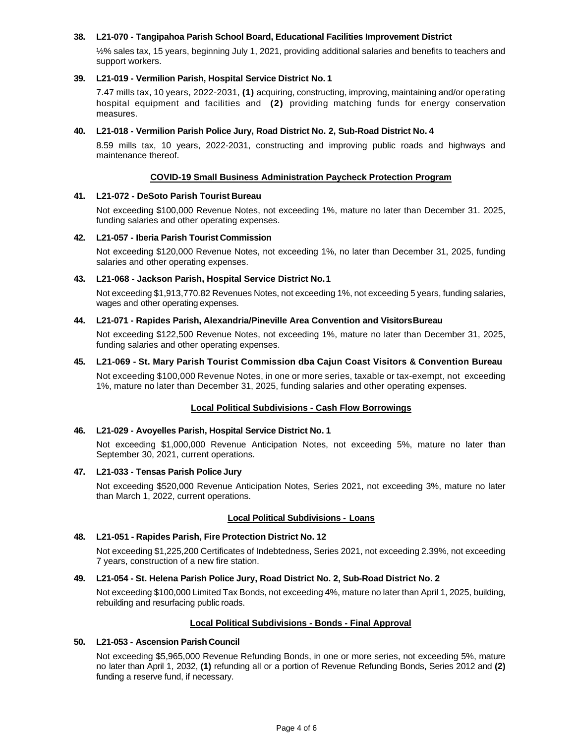**38. L21-070 - Tangipahoa Parish School Board, Educational Facilities Improvement District**

½% sales tax, 15 years, beginning July 1, 2021, providing additional salaries and benefits to teachers and support workers.

**39. L21-019 - Vermilion Parish, Hospital Service District No. 1**

7.47 mills tax, 10 years, 2022-2031, **(1)** acquiring, constructing, improving, maintaining and/or operating hospital equipment and facilities and **(2)** providing matching funds for energy conservation measures.

**40. L21-018 - Vermilion Parish Police Jury, Road District No. 2, Sub-Road District No. 4**

8.59 mills tax, 10 years, 2022-2031, constructing and improving public roads and highways and maintenance thereof.

**COVID-19 Small Business Administration Paycheck Protection Program**

**41. L21-072 - DeSoto Parish Tourist Bureau**

Not exceeding $100,000 Revenue Notes, not exceeding 1%, mature no later than December 31. 2025, funding salaries and other operating expenses.

**42. L21-057 - Iberia Parish Tourist Commission**

Not exceeding $120,000 Revenue Notes, not exceeding 1%, no later than December 31, 2025, funding salaries and other operating expenses.

**43. L21-068 - Jackson Parish, Hospital Service District No. 1**

Not exceeding $1,913,770.82 Revenues Notes, not exceeding 1%, not exceeding 5 years, funding salaries, wages and other operating expenses.

**44. L21-071 - Rapides Parish, Alexandria/Pineville Area Convention and Visitors Bureau**

Not exceeding $122,500 Revenue Notes, not exceeding 1%, mature no later than December 31, 2025, funding salaries and other operating expenses.

**45. L21-069 - St. Mary Parish Tourist Commission dba Cajun Coast Visitors & Convention Bureau**

Not exceeding $100,000 Revenue Notes, in one or more series, taxable or tax-exempt, not exceeding 1%, mature no later than December 31, 2025, funding salaries and other operating expenses.

**Local Political Subdivisions - Cash Flow Borrowings**

**46. L21-029 - Avoyelles Parish, Hospital Service District No. 1**

Not exceeding $1,000,000 Revenue Anticipation Notes, not exceeding 5%, mature no later than September 30, 2021, current operations.

**47. L21-033 - Tensas Parish Police Jury**

Not exceeding $520,000 Revenue Anticipation Notes, Series 2021, not exceeding 3%, mature no later than March 1, 2022, current operations.

**Local Political Subdivisions - Loans**

**48. L21-051 - Rapides Parish, Fire Protection District No. 12**

Not exceeding $1,225,200 Certificates of Indebtedness, Series 2021, not exceeding 2.39%, not exceeding 7 years, construction of a new fire station.

**49. L21-054 - St. Helena Parish Police Jury, Road District No. 2, Sub-Road District No. 2**

Not exceeding $100,000 Limited Tax Bonds, not exceeding 4%, mature no later than April 1, 2025, building, rebuilding and resurfacing public roads.

**Local Political Subdivisions - Bonds - Final Approval**

**50. L21-053 - Ascension Parish Council**

Not exceeding $5,965,000 Revenue Refunding Bonds, in one or more series, not exceeding 5%, mature no later than April 1, 2032, **(1)** refunding all or a portion of Revenue Refunding Bonds, Series 2012 and **(2)** funding a reserve fund, if necessary.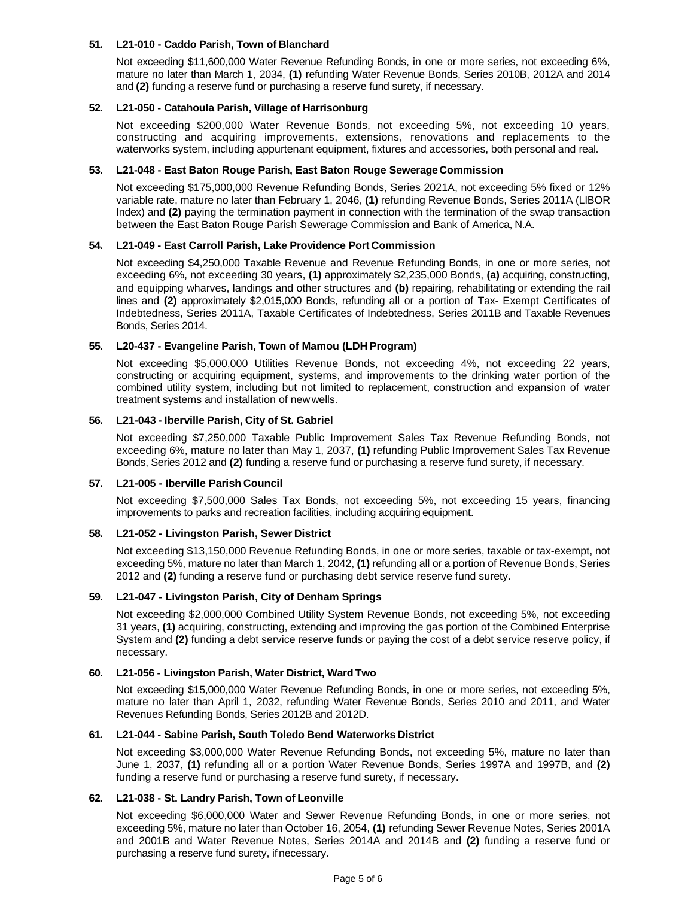**51. L21-010 - Caddo Parish, Town of Blanchard**

Not exceeding $11,600,000 Water Revenue Refunding Bonds, in one or more series, not exceeding 6%, mature no later than March 1, 2034, **(1)** refunding Water Revenue Bonds, Series 2010B, 2012A and 2014 and **(2)** funding a reserve fund or purchasing a reserve fund surety, if necessary.

**52. L21-050 - Catahoula Parish, Village of Harrisonburg**

Not exceeding $200,000 Water Revenue Bonds, not exceeding 5%, not exceeding 10 years, constructing and acquiring improvements, extensions, renovations and replacements to the waterworks system, including appurtenant equipment, fixtures and accessories, both personal and real.

**53. L21-048 - East Baton Rouge Parish, East Baton Rouge Sewerage Commission**

Not exceeding $175,000,000 Revenue Refunding Bonds, Series 2021A, not exceeding 5% fixed or 12% variable rate, mature no later than February 1, 2046, **(1)** refunding Revenue Bonds, Series 2011A (LIBOR Index) and **(2)** paying the termination payment in connection with the termination of the swap transaction between the East Baton Rouge Parish Sewerage Commission and Bank of America, N.A.

**54. L21-049 - East Carroll Parish, Lake Providence Port Commission**

Not exceeding $4,250,000 Taxable Revenue and Revenue Refunding Bonds, in one or more series, not exceeding 6%, not exceeding 30 years, **(1)** approximately $2,235,000 Bonds, **(a)** acquiring, constructing, and equipping wharves, landings and other structures and **(b)** repairing, rehabilitating or extending the rail lines and **(2)** approximately $2,015,000 Bonds, refunding all or a portion of Tax- Exempt Certificates of Indebtedness, Series 2011A, Taxable Certificates of Indebtedness, Series 2011B and Taxable Revenues Bonds, Series 2014.

**55. L20-437 - Evangeline Parish, Town of Mamou (LDH Program)**

Not exceeding $5,000,000 Utilities Revenue Bonds, not exceeding 4%, not exceeding 22 years, constructing or acquiring equipment, systems, and improvements to the drinking water portion of the combined utility system, including but not limited to replacement, construction and expansion of water treatment systems and installation of new wells.

**56. L21-043 - Iberville Parish, City of St. Gabriel**

Not exceeding $7,250,000 Taxable Public Improvement Sales Tax Revenue Refunding Bonds, not exceeding 6%, mature no later than May 1, 2037, **(1)** refunding Public Improvement Sales Tax Revenue Bonds, Series 2012 and **(2)** funding a reserve fund or purchasing a reserve fund surety, if necessary.

**57. L21-005 - Iberville Parish Council**

Not exceeding $7,500,000 Sales Tax Bonds, not exceeding 5%, not exceeding 15 years, financing improvements to parks and recreation facilities, including acquiring equipment.

**58. L21-052 - Livingston Parish, Sewer District**

Not exceeding $13,150,000 Revenue Refunding Bonds, in one or more series, taxable or tax-exempt, not exceeding 5%, mature no later than March 1, 2042, **(1)** refunding all or a portion of Revenue Bonds, Series 2012 and **(2)** funding a reserve fund or purchasing debt service reserve fund surety.

**59. L21-047 - Livingston Parish, City of Denham Springs**

Not exceeding $2,000,000 Combined Utility System Revenue Bonds, not exceeding 5%, not exceeding 31 years, **(1)** acquiring, constructing, extending and improving the gas portion of the Combined Enterprise System and **(2)** funding a debt service reserve funds or paying the cost of a debt service reserve policy, if necessary.

**60. L21-056 - Livingston Parish, Water District, Ward Two**

Not exceeding $15,000,000 Water Revenue Refunding Bonds, in one or more series, not exceeding 5%, mature no later than April 1, 2032, refunding Water Revenue Bonds, Series 2010 and 2011, and Water Revenues Refunding Bonds, Series 2012B and 2012D.

**61. L21-044 - Sabine Parish, South Toledo Bend Waterworks District**

Not exceeding $3,000,000 Water Revenue Refunding Bonds, not exceeding 5%, mature no later than June 1, 2037, **(1)** refunding all or a portion Water Revenue Bonds, Series 1997A and 1997B, and **(2)** funding a reserve fund or purchasing a reserve fund surety, if necessary.

**62. L21-038 - St. Landry Parish, Town of Leonville**

Not exceeding $6,000,000 Water and Sewer Revenue Refunding Bonds, in one or more series, not exceeding 5%, mature no later than October 16, 2054, **(1)** refunding Sewer Revenue Notes, Series 2001A and 2001B and Water Revenue Notes, Series 2014A and 2014B and **(2)** funding a reserve fund or purchasing a reserve fund surety, if necessary.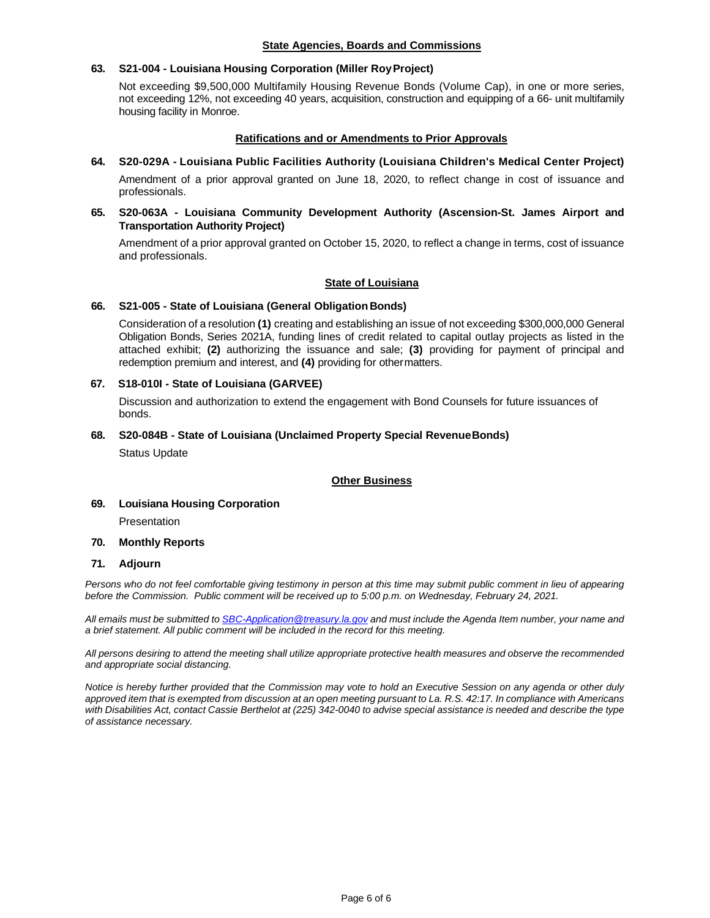## State Agencies, Boards and Commissions

**63. S21-004 - Louisiana Housing Corporation (Miller Roy Project)**

Not exceeding $9,500,000 Multifamily Housing Revenue Bonds (Volume Cap), in one or more series, not exceeding 12%, not exceeding 40 years, acquisition, construction and equipping of a 66- unit multifamily housing facility in Monroe.

## Ratifications and or Amendments to Prior Approvals

**64. S20-029A - Louisiana Public Facilities Authority (Louisiana Children's Medical Center Project)**

Amendment of a prior approval granted on June 18, 2020, to reflect change in cost of issuance and professionals.

**65. S20-063A - Louisiana Community Development Authority (Ascension-St. James Airport and Transportation Authority Project)**

Amendment of a prior approval granted on October 15, 2020, to reflect a change in terms, cost of issuance and professionals.

## State of Louisiana

**66. S21-005 - State of Louisiana (General Obligation Bonds)**

Consideration of a resolution **(1)** creating and establishing an issue of not exceeding $300,000,000 General Obligation Bonds, Series 2021A, funding lines of credit related to capital outlay projects as listed in the attached exhibit; **(2)** authorizing the issuance and sale; **(3)** providing for payment of principal and redemption premium and interest, and **(4)** providing for other matters.

**67. S18-010I - State of Louisiana (GARVEE)**

Discussion and authorization to extend the engagement with Bond Counsels for future issuances of bonds.

**68. S20-084B - State of Louisiana (Unclaimed Property Special Revenue Bonds)**

Status Update

## Other Business

**69. Louisiana Housing Corporation**

Presentation

**70. Monthly Reports**

**71. Adjourn**

*Persons who do not feel comfortable giving testimony in person at this time may submit public comment in lieu of appearing before the Commission. Public comment will be received up to 5:00 p.m. on Wednesday, February 24, 2021.*

*All emails must be submitted to SBC-Application@treasury.la.gov and must include the Agenda Item number, your name and a brief statement. All public comment will be included in the record for this meeting.*

*All persons desiring to attend the meeting shall utilize appropriate protective health measures and observe the recommended and appropriate social distancing.*

*Notice is hereby further provided that the Commission may vote to hold an Executive Session on any agenda or other duly approved item that is exempted from discussion at an open meeting pursuant to La. R.S. 42:17. In compliance with Americans with Disabilities Act, contact Cassie Berthelot at (225) 342-0040 to advise special assistance is needed and describe the type of assistance necessary.*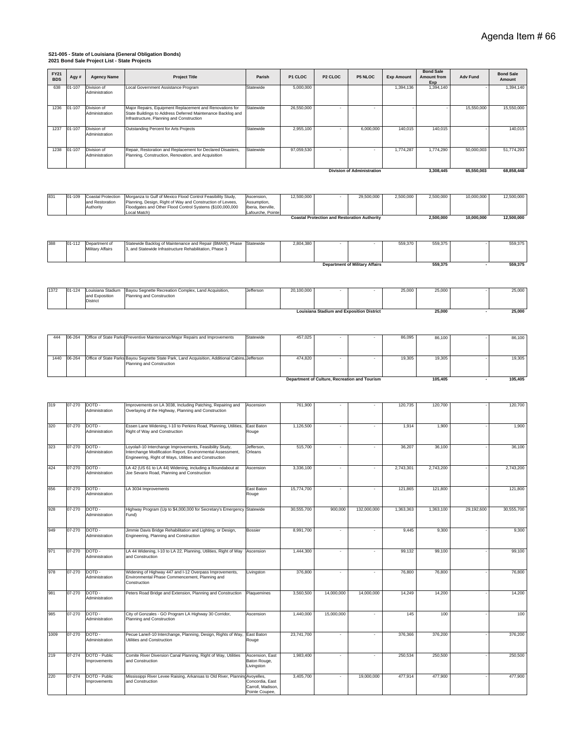Agenda Item # 66

**S21-005 - State of Louisiana (General Obligation Bonds)**
**2021 Bond Sale Project List - State Projects**

| FY21 BDS | Agy # | Agency Name | Project Title | Parish | P1 CLOC | P2 CLOC | P5 NLOC | Exp Amount | Bond Sale Amount from Exp | Adv Fund | Bond Sale Amount |
|---|---|---|---|---|---|---|---|---|---|---|---|
| 638 | 01-107 | Division of Administration | Local Government Assistance Program | Statewide | 5,000,000 | | | 1,394,136 | 1,394,140 | - | 1,394,140 |
| 1236 | 01-107 | Division of Administration | Major Repairs, Equipment Replacement and Renovations for State Buildings to Address Deferred Maintenance Backlog and Infrastructure, Planning and Construction | Statewide | 26,550,000 | - | - | - | - | 15,550,000 | 15,550,000 |
| 1237 | 01-107 | Division of Administration | Outstanding Percent for Arts Projects | Statewide | 2,955,100 | - | 6,000,000 | 140,015 | 140,015 | - | 140,015 |
| 1238 | 01-107 | Division of Administration | Repair, Restoration and Replacement for Declared Disasters, Planning, Construction, Renovation, and Acquisition | Statewide | 97,059,530 | - | - | 1,774,287 | 1,774,290 | 50,000,003 | 51,774,293 |
| | | | | | | | **Division of Administration** | | **3,308,445** | **65,550,003** | **68,858,448** |
| 831 | 01-109 | Coastal Protection and Restoration Authority | Morganza to Gulf of Mexico Flood Control Feasibility Study, Planning, Design, Right of Way and Construction of Levees, Floodgates and Other Flood Control Systems ($100,000,000 Local Match) | Ascension, Assumption, Iberia, Iberville, Lafourche, Pointe | 12,500,000 | - | 29,500,000 | 2,500,000 | 2,500,000 | 10,000,000 | 12,500,000 |
| | | | | | | | **Coastal Protection and Restoration Authority** | | **2,500,000** | **10,000,000** | **12,500,000** |
| 388 | 01-112 | Department of Military Affairs | Statewide Backlog of Maintenance and Repair (BMAR), Phase 3, and Statewide Infrastructure Rehabilitation, Phase 3 | Statewide | 2,804,380 | - | - | 559,370 | 559,375 | - | 559,375 |
| | | | | | | | **Department of Military Affairs** | | **559,375** | **-** | **559,375** |
| 1372 | 01-124 | Louisiana Stadium and Exposition District | Bayou Segnette Recreation Complex, Land Acquisition, Planning and Construction | Jefferson | 20,100,000 | - | - | 25,000 | 25,000 | - | 25,000 |
| | | | | | | | **Louisiana Stadium and Exposition District** | | **25,000** | **-** | **25,000** |
| 444 | 06-264 | Office of State Parks | Preventive Maintenance/Major Repairs and Improvements | Statewide | 457,025 | - | - | 86,095 | 86,100 | - | 86,100 |
| 1440 | 06-264 | Office of State Parks | Bayou Segnette State Park, Land Acquisition, Additional Cabins, Planning and Construction | Jefferson | 474,820 | - | - | 19,305 | 19,305 | - | 19,305 |
| | | | | | | | **Department of Culture, Recreation and Tourism** | | **105,405** | **-** | **105,405** |
| 319 | 07-270 | DOTD - Administration | Improvements on LA 3038, Including Patching, Repairing and Overlaying of the Highway, Planning and Construction | Ascension | 761,900 | - | - | 120,735 | 120,700 | - | 120,700 |
| 320 | 07-270 | DOTD - Administration | Essen Lane Widening, I-10 to Perkins Road, Planning, Utilities, Right of Way and Construction | East Baton Rouge | 1,126,500 | - | - | 1,914 | 1,900 | - | 1,900 |
| 323 | 07-270 | DOTD - Administration | Loyola/I-10 Interchange Improvements, Feasibility Study, Interchange Modification Report, Environmental Assessment, Engineering, Right of Ways, Utilities and Construction | Jefferson, Orleans | 515,700 | - | - | 36,207 | 36,100 | - | 36,100 |
| 424 | 07-270 | DOTD - Administration | LA 42 (US 61 to LA 44) Widening, including a Roundabout at Joe Sevario Road, Planning and Construction | Ascension | 3,336,100 | - | - | 2,743,301 | 2,743,200 | - | 2,743,200 |
| 656 | 07-270 | DOTD - Administration | LA 3034 Improvements | East Baton Rouge | 15,774,700 | - | - | 121,865 | 121,800 | - | 121,800 |
| 928 | 07-270 | DOTD - Administration | Highway Program (Up to $4,000,000 for Secretary's Emergency Fund) | Statewide | 30,555,700 | 900,000 | 132,000,000 | 1,363,363 | 1,363,100 | 29,192,600 | 30,555,700 |
| 949 | 07-270 | DOTD - Administration | Jimmie Davis Bridge Rehabilitation and Lighting, or Design, Engineering, Planning and Construction | Bossier | 8,991,700 | - | - | 9,445 | 9,300 | - | 9,300 |
| 971 | 07-270 | DOTD - Administration | LA 44 Widening, I-10 to LA 22, Planning, Utilities, Right of Way and Construction | Ascension | 1,444,300 | - | - | 99,132 | 99,100 | - | 99,100 |
| 978 | 07-270 | DOTD - Administration | Widening of Highway 447 and I-12 Overpass Improvements, Environmental Phase Commencement, Planning and Construction | Livingston | 376,800 | - | - | 76,800 | 76,800 | - | 76,800 |
| 981 | 07-270 | DOTD - Administration | Peters Road Bridge and Extension, Planning and Construction | Plaquemines | 3,560,500 | 14,000,000 | 14,000,000 | 14,249 | 14,200 | - | 14,200 |
| 985 | 07-270 | DOTD - Administration | City of Gonzales - GO Program LA Highway 30 Corridor, Planning and Construction | Ascension | 1,440,000 | 15,000,000 | - | 145 | 100 | - | 100 |
| 1009 | 07-270 | DOTD - Administration | Pecue Lane/I-10 Interchange, Planning, Design, Rights of Way, Utilities and Construction | East Baton Rouge | 23,741,700 | - | - | 376,366 | 376,200 | - | 376,200 |
| 219 | 07-274 | DOTD - Public Improvements | Comite River Diversion Canal Planning, Right of Way, Utilities and Construction | Ascension, East Baton Rouge, Livingston | 1,983,400 | - | - | 250,534 | 250,500 | - | 250,500 |
| 220 | 07-274 | DOTD - Public Improvements | Mississippi River Levee Raising, Arkansas to Old River, Planning and Construction | Avoyelles, Concordia, East Carroll, Madison, Pointe Coupee, | 3,405,700 | - | 19,000,000 | 477,914 | 477,900 | - | 477,900 |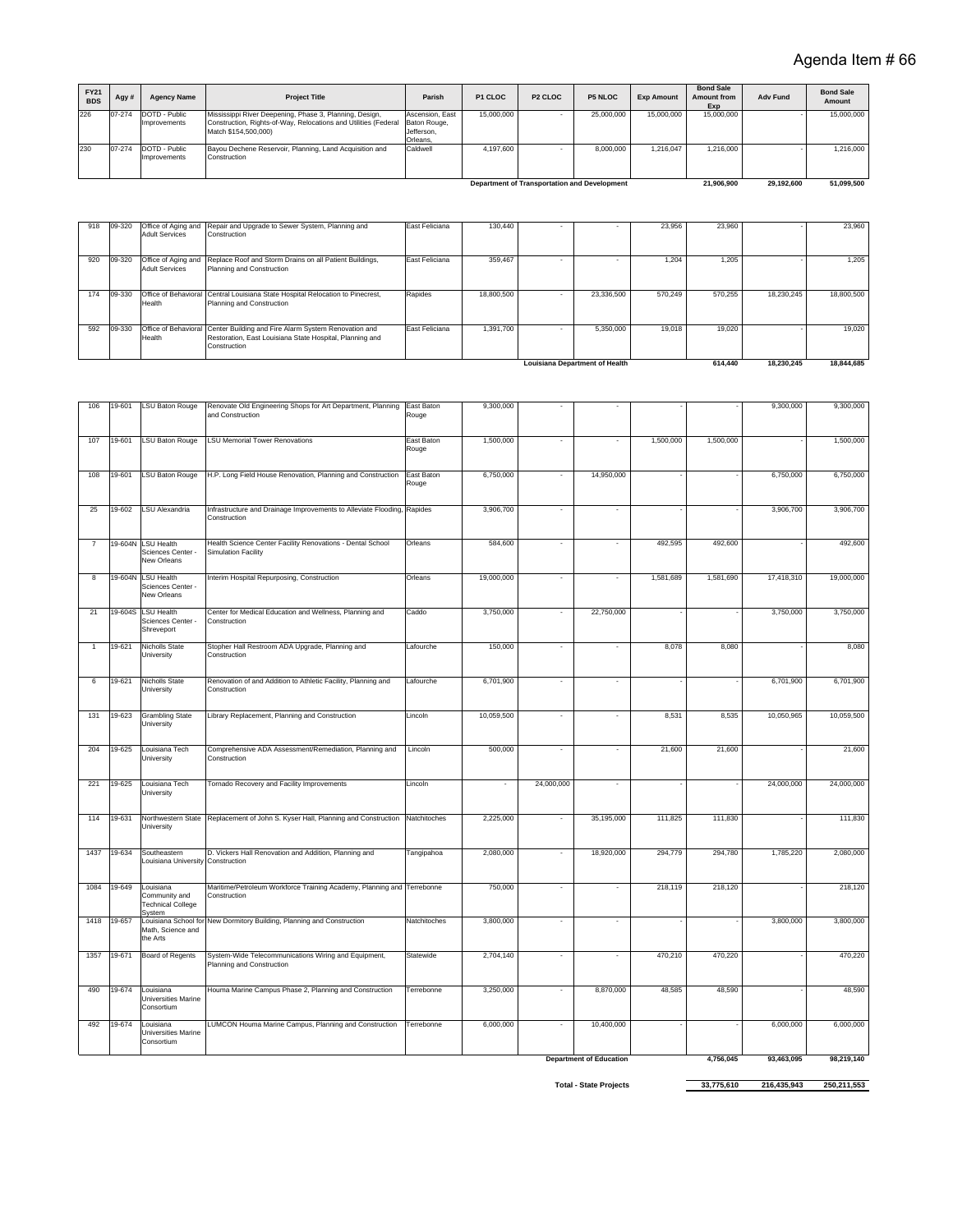# Agenda Item # 66

| FY21 BDS | Agy # | Agency Name | Project Title | Parish | P1 CLOC | P2 CLOC | P5 NLOC | Exp Amount | Bond Sale Amount from Exp | Adv Fund | Bond Sale Amount |
|---|---|---|---|---|---|---|---|---|---|---|---|
| 226 | 07-274 | DOTD - Public Improvements | Mississippi River Deepening, Phase 3, Planning, Design, Construction, Rights-of-Way, Relocations and Utilities (Federal Match $154,500,000) | Ascension, East Baton Rouge, Jefferson, Orleans, | 15,000,000 | - | 25,000,000 | 15,000,000 | 15,000,000 | - | 15,000,000 |
| 230 | 07-274 | DOTD - Public Improvements | Bayou Dechene Reservoir, Planning, Land Acquisition and Construction | Caldwell | 4,197,600 | - | 8,000,000 | 1,216,047 | 1,216,000 | - | 1,216,000 |
| | | | | | Department of Transportation and Development | | | | 21,906,900 | 29,192,600 | 51,099,500 |
| 918 | 09-320 | Office of Aging and Adult Services | Repair and Upgrade to Sewer System, Planning and Construction | East Feliciana | 130,440 | - | - | 23,956 | 23,960 | - | 23,960 |
| 920 | 09-320 | Office of Aging and Adult Services | Replace Roof and Storm Drains on all Patient Buildings, Planning and Construction | East Feliciana | 359,467 | - | - | 1,204 | 1,205 | - | 1,205 |
| 174 | 09-330 | Office of Behavioral Health | Central Louisiana State Hospital Relocation to Pinecrest, Planning and Construction | Rapides | 18,800,500 | - | 23,336,500 | 570,249 | 570,255 | 18,230,245 | 18,800,500 |
| 592 | 09-330 | Office of Behavioral Health | Center Building and Fire Alarm System Renovation and Restoration, East Louisiana State Hospital, Planning and Construction | East Feliciana | 1,391,700 | - | 5,350,000 | 19,018 | 19,020 | - | 19,020 |
| | | | | | | Louisiana Department of Health | | | 614,440 | 18,230,245 | 18,844,685 |
| 106 | 19-601 | LSU Baton Rouge | Renovate Old Engineering Shops for Art Department, Planning and Construction | East Baton Rouge | 9,300,000 | - | - | - | - | 9,300,000 | 9,300,000 |
| 107 | 19-601 | LSU Baton Rouge | LSU Memorial Tower Renovations | East Baton Rouge | 1,500,000 | - | - | 1,500,000 | 1,500,000 | - | 1,500,000 |
| 108 | 19-601 | LSU Baton Rouge | H.P. Long Field House Renovation, Planning and Construction | East Baton Rouge | 6,750,000 | - | 14,950,000 | - | - | 6,750,000 | 6,750,000 |
| 25 | 19-602 | LSU Alexandria | Infrastructure and Drainage Improvements to Alleviate Flooding, Construction | Rapides | 3,906,700 | - | - | - | - | 3,906,700 | 3,906,700 |
| 7 | 19-604N | LSU Health Sciences Center - New Orleans | Health Science Center Facility Renovations - Dental School Simulation Facility | Orleans | 584,600 | - | - | 492,595 | 492,600 | - | 492,600 |
| 8 | 19-604N | LSU Health Sciences Center - New Orleans | Interim Hospital Repurposing, Construction | Orleans | 19,000,000 | - | - | 1,581,689 | 1,581,690 | 17,418,310 | 19,000,000 |
| 21 | 19-604S | LSU Health Sciences Center - Shreveport | Center for Medical Education and Wellness, Planning and Construction | Caddo | 3,750,000 | - | 22,750,000 | - | - | 3,750,000 | 3,750,000 |
| 1 | 19-621 | Nicholls State University | Stopher Hall Restroom ADA Upgrade, Planning and Construction | Lafourche | 150,000 | - | - | 8,078 | 8,080 | - | 8,080 |
| 6 | 19-621 | Nicholls State University | Renovation of and Addition to Athletic Facility, Planning and Construction | Lafourche | 6,701,900 | - | - | - | - | 6,701,900 | 6,701,900 |
| 131 | 19-623 | Grambling State University | Library Replacement, Planning and Construction | Lincoln | 10,059,500 | - | - | 8,531 | 8,535 | 10,050,965 | 10,059,500 |
| 204 | 19-625 | Louisiana Tech University | Comprehensive ADA Assessment/Remediation, Planning and Construction | Lincoln | 500,000 | - | - | 21,600 | 21,600 | - | 21,600 |
| 221 | 19-625 | Louisiana Tech University | Tornado Recovery and Facility Improvements | Lincoln | - | 24,000,000 | - | - | - | 24,000,000 | 24,000,000 |
| 114 | 19-631 | Northwestern State University | Replacement of John S. Kyser Hall, Planning and Construction | Natchitoches | 2,225,000 | - | 35,195,000 | 111,825 | 111,830 | - | 111,830 |
| 1437 | 19-634 | Southeastern Louisiana University | D. Vickers Hall Renovation and Addition, Planning and Construction | Tangipahoa | 2,080,000 | - | 18,920,000 | 294,779 | 294,780 | 1,785,220 | 2,080,000 |
| 1084 | 19-649 | Louisiana Community and Technical College System | Maritime/Petroleum Workforce Training Academy, Planning and Construction | Terrebonne | 750,000 | - | - | 218,119 | 218,120 | - | 218,120 |
| 1418 | 19-657 | Louisiana School for Math, Science and the Arts | New Dormitory Building, Planning and Construction | Natchitoches | 3,800,000 | - | - | - | - | 3,800,000 | 3,800,000 |
| 1357 | 19-671 | Board of Regents | System-Wide Telecommunications Wiring and Equipment, Planning and Construction | Statewide | 2,704,140 | - | - | 470,210 | 470,220 | - | 470,220 |
| 490 | 19-674 | Louisiana Universities Marine Consortium | Houma Marine Campus Phase 2, Planning and Construction | Terrebonne | 3,250,000 | - | 8,870,000 | 48,585 | 48,590 | - | 48,590 |
| 492 | 19-674 | Louisiana Universities Marine Consortium | LUMCON Houma Marine Campus, Planning and Construction | Terrebonne | 6,000,000 | - | 10,400,000 | - | - | 6,000,000 | 6,000,000 |
| | | | | | | | Department of Education | | 4,756,045 | 93,463,095 | 98,219,140 |
| | | | | | | | Total - State Projects | | 33,775,610 | 216,435,943 | 250,211,553 |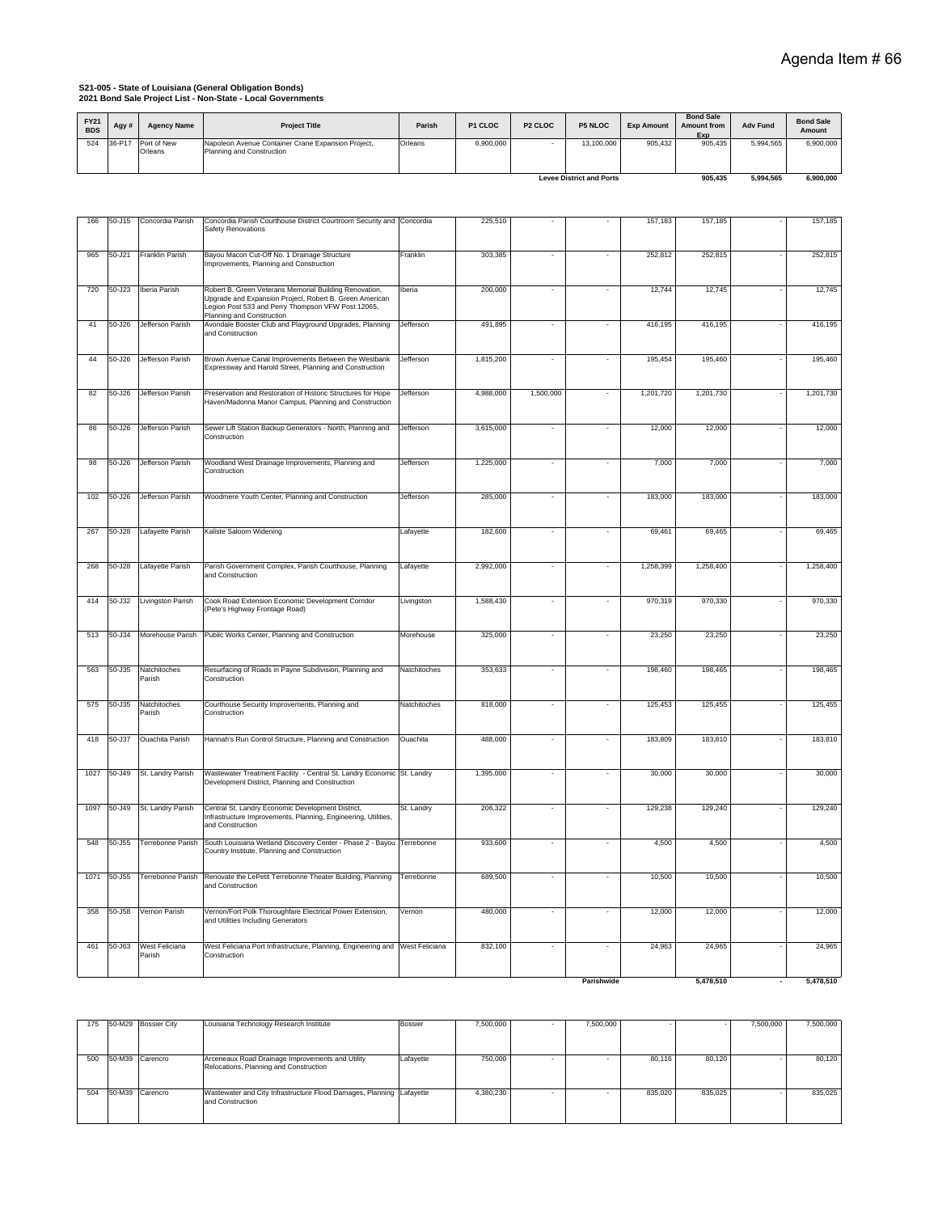Agenda Item # 66

**S21-005 - State of Louisiana (General Obligation Bonds)**
**2021 Bond Sale Project List - Non-State - Local Governments**

| FY21 BDS | Agy # | Agency Name | Project Title | Parish | P1 CLOC | P2 CLOC | P5 NLOC | Exp Amount | Bond Sale Amount from Exp | Adv Fund | Bond Sale Amount |
|---|---|---|---|---|---|---|---|---|---|---|---|
| 524 | 36-P17 | Port of New Orleans | Napoleon Avenue Container Crane Expansion Project, Planning and Construction | Orleans | 6,900,000 | - | 13,100,000 | 905,432 | 905,435 | 5,994,565 | 6,900,000 |
| | | | | | | | **Levee District and Ports** | | **905,435** | **5,994,565** | **6,900,000** |
| 166 | 50-J15 | Concordia Parish | Concordia Parish Courthouse District Courtroom Security and Safety Renovations | Concordia | 225,510 | - | - | 157,183 | 157,185 | - | 157,185 |
| 965 | 50-J21 | Franklin Parish | Bayou Macon Cut-Off No. 1 Drainage Structure Improvements, Planning and Construction | Franklin | 303,385 | - | - | 252,812 | 252,815 | - | 252,815 |
| 720 | 50-J23 | Iberia Parish | Robert B. Green Veterans Memorial Building Renovation, Upgrade and Expansion Project, Robert B. Green American Legion Post 533 and Perry Thompson VFW Post 12065, Planning and Construction | Iberia | 200,000 | - | - | 12,744 | 12,745 | - | 12,745 |
| 41 | 50-J26 | Jefferson Parish | Avondale Booster Club and Playground Upgrades, Planning and Construction | Jefferson | 491,895 | - | - | 416,195 | 416,195 | - | 416,195 |
| 44 | 50-J26 | Jefferson Parish | Brown Avenue Canal Improvements Between the Westbank Expressway and Harold Street, Planning and Construction | Jefferson | 1,815,200 | - | - | 195,454 | 195,460 | - | 195,460 |
| 82 | 50-J26 | Jefferson Parish | Preservation and Restoration of Historic Structures for Hope Haven/Madonna Manor Campus, Planning and Construction | Jefferson | 4,988,000 | 1,500,000 | - | 1,201,720 | 1,201,730 | - | 1,201,730 |
| 86 | 50-J26 | Jefferson Parish | Sewer Lift Station Backup Generators - North, Planning and Construction | Jefferson | 3,615,000 | - | - | 12,000 | 12,000 | - | 12,000 |
| 98 | 50-J26 | Jefferson Parish | Woodland West Drainage Improvements, Planning and Construction | Jefferson | 1,225,000 | - | - | 7,000 | 7,000 | - | 7,000 |
| 102 | 50-J26 | Jefferson Parish | Woodmere Youth Center, Planning and Construction | Jefferson | 285,000 | - | - | 183,000 | 183,000 | - | 183,000 |
| 267 | 50-J28 | Lafayette Parish | Kaliste Saloom Widening | Lafayette | 182,600 | - | - | 69,461 | 69,465 | - | 69,465 |
| 268 | 50-J28 | Lafayette Parish | Parish Government Complex, Parish Courthouse, Planning and Construction | Lafayette | 2,992,000 | - | - | 1,258,399 | 1,258,400 | - | 1,258,400 |
| 414 | 50-J32 | Livingston Parish | Cook Road Extension Economic Development Corridor (Pete's Highway Frontage Road) | Livingston | 1,588,430 | - | - | 970,319 | 970,330 | - | 970,330 |
| 513 | 50-J34 | Morehouse Parish | Public Works Center, Planning and Construction | Morehouse | 325,000 | - | - | 23,250 | 23,250 | - | 23,250 |
| 563 | 50-J35 | Natchitoches Parish | Resurfacing of Roads in Payne Subdivision, Planning and Construction | Natchitoches | 353,633 | - | - | 198,460 | 198,465 | - | 198,465 |
| 575 | 50-J35 | Natchitoches Parish | Courthouse Security Improvements, Planning and Construction | Natchitoches | 818,000 | - | - | 125,453 | 125,455 | - | 125,455 |
| 418 | 50-J37 | Ouachita Parish | Hannah's Run Control Structure, Planning and Construction | Ouachita | 488,000 | - | - | 183,809 | 183,810 | - | 183,810 |
| 1027 | 50-J49 | St. Landry Parish | Wastewater Treatment Facility - Central St. Landry Economic Development District, Planning and Construction | St. Landry | 1,395,000 | - | - | 30,000 | 30,000 | - | 30,000 |
| 1097 | 50-J49 | St. Landry Parish | Central St. Landry Economic Development District, Infrastructure Improvements, Planning, Engineering, Utilities, and Construction | St. Landry | 206,322 | - | - | 129,238 | 129,240 | - | 129,240 |
| 548 | 50-J55 | Terrebonne Parish | South Louisiana Wetland Discovery Center - Phase 2 - Bayou Country Institute, Planning and Construction | Terrebonne | 933,600 | - | - | 4,500 | 4,500 | - | 4,500 |
| 1071 | 50-J55 | Terrebonne Parish | Renovate the LePetit Terrebonne Theater Building, Planning and Construction | Terrebonne | 689,500 | - | - | 10,500 | 10,500 | - | 10,500 |
| 358 | 50-J58 | Vernon Parish | Vernon/Fort Polk Thoroughfare Electrical Power Extension, and Utilities Including Generators | Vernon | 480,000 | - | - | 12,000 | 12,000 | - | 12,000 |
| 461 | 50-J63 | West Feliciana Parish | West Feliciana Port Infrastructure, Planning, Engineering and Construction | West Feliciana | 832,100 | - | - | 24,963 | 24,965 | - | 24,965 |
| | | | | | | | **Parishwide** | | **5,478,510** | **-** | **5,478,510** |
| 175 | 50-M29 | Bossier City | Louisiana Technology Research Institute | Bossier | 7,500,000 | - | 7,500,000 | - | - | 7,500,000 | 7,500,000 |
| 500 | 50-M39 | Carencro | Arceneaux Road Drainage Improvements and Utility Relocations, Planning and Construction | Lafayette | 750,000 | - | - | 80,116 | 80,120 | - | 80,120 |
| 504 | 50-M39 | Carencro | Wastewater and City Infrastructure Flood Damages, Planning and Construction | Lafayette | 4,380,230 | - | - | 835,020 | 835,025 | - | 835,025 |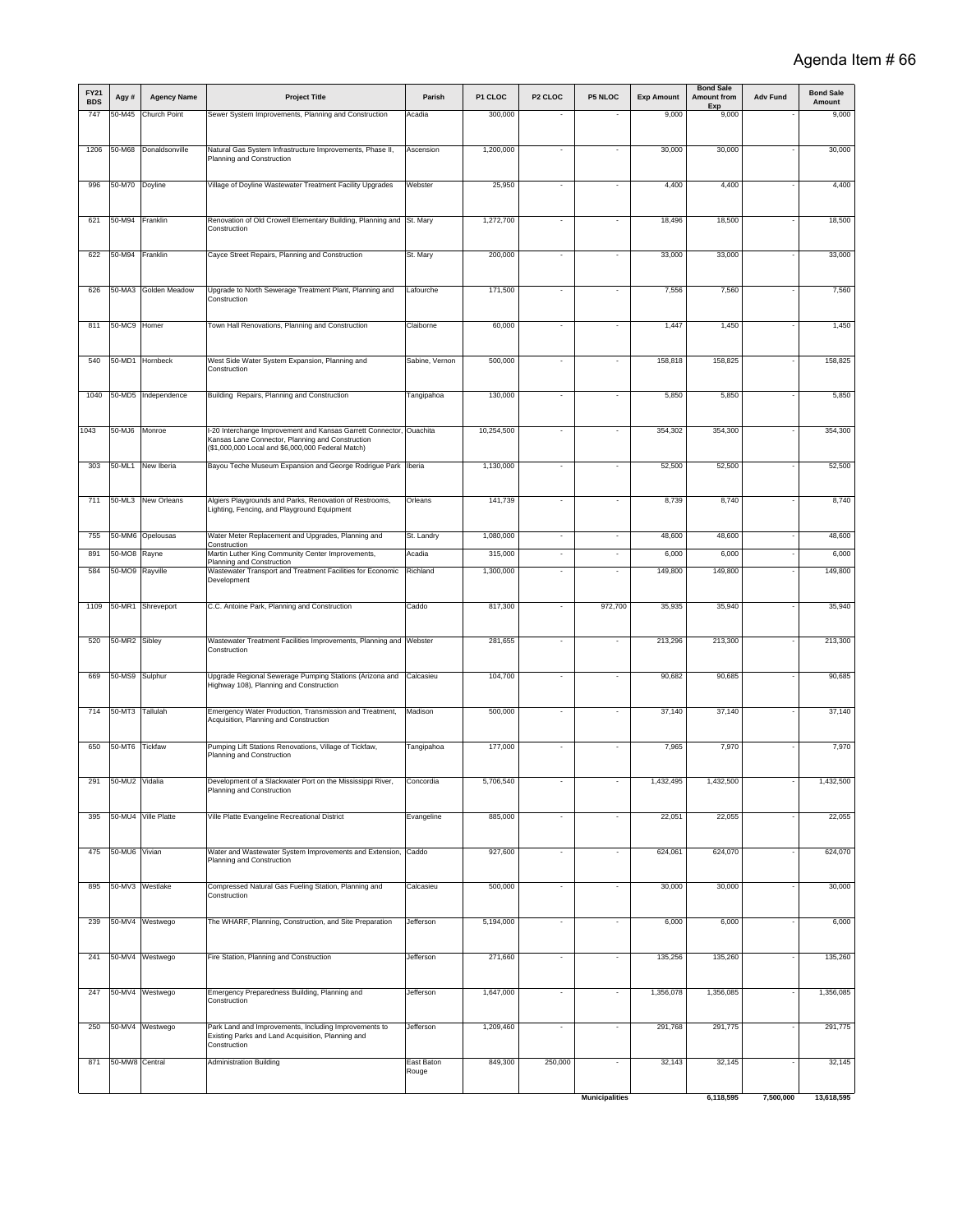# Agenda Item # 66

| FY21 BDS | Agy # | Agency Name | Project Title | Parish | P1 CLOC | P2 CLOC | P5 NLOC | Exp Amount | Bond Sale Amount from Exp | Adv Fund | Bond Sale Amount |
|---|---|---|---|---|---|---|---|---|---|---|---|
| 747 | 50-M45 | Church Point | Sewer System Improvements, Planning and Construction | Acadia | 300,000 | - | - | 9,000 | 9,000 | - | 9,000 |
| 1206 | 50-M68 | Donaldsonville | Natural Gas System Infrastructure Improvements, Phase II, Planning and Construction | Ascension | 1,200,000 | - | - | 30,000 | 30,000 | - | 30,000 |
| 996 | 50-M70 | Doyline | Village of Doyline Wastewater Treatment Facility Upgrades | Webster | 25,950 | - | - | 4,400 | 4,400 | - | 4,400 |
| 621 | 50-M94 | Franklin | Renovation of Old Crowell Elementary Building, Planning and Construction | St. Mary | 1,272,700 | - | - | 18,496 | 18,500 | - | 18,500 |
| 622 | 50-M94 | Franklin | Cayce Street Repairs, Planning and Construction | St. Mary | 200,000 | - | - | 33,000 | 33,000 | - | 33,000 |
| 626 | 50-MA3 | Golden Meadow | Upgrade to North Sewerage Treatment Plant, Planning and Construction | Lafourche | 171,500 | - | - | 7,556 | 7,560 | - | 7,560 |
| 811 | 50-MC9 | Homer | Town Hall Renovations, Planning and Construction | Claiborne | 60,000 | - | - | 1,447 | 1,450 | - | 1,450 |
| 540 | 50-MD1 | Hornbeck | West Side Water System Expansion, Planning and Construction | Sabine, Vernon | 500,000 | - | - | 158,818 | 158,825 | - | 158,825 |
| 1040 | 50-MD5 | Independence | Building Repairs, Planning and Construction | Tangipahoa | 130,000 | - | - | 5,850 | 5,850 | - | 5,850 |
| 1043 | 50-MJ6 | Monroe | I-20 Interchange Improvement and Kansas Garrett Connector, Kansas Lane Connector, Planning and Construction ($1,000,000 Local and $6,000,000 Federal Match) | Ouachita | 10,254,500 | - | - | 354,302 | 354,300 | - | 354,300 |
| 303 | 50-ML1 | New Iberia | Bayou Teche Museum Expansion and George Rodrigue Park | Iberia | 1,130,000 | - | - | 52,500 | 52,500 | - | 52,500 |
| 711 | 50-ML3 | New Orleans | Algiers Playgrounds and Parks, Renovation of Restrooms, Lighting, Fencing, and Playground Equipment | Orleans | 141,739 | - | - | 8,739 | 8,740 | - | 8,740 |
| 755 | 50-MM6 | Opelousas | Water Meter Replacement and Upgrades, Planning and Construction | St. Landry | 1,080,000 | - | - | 48,600 | 48,600 | - | 48,600 |
| 891 | 50-MO8 | Rayne | Martin Luther King Community Center Improvements, Planning and Construction | Acadia | 315,000 | - | - | 6,000 | 6,000 | - | 6,000 |
| 584 | 50-MO9 | Rayville | Wastewater Transport and Treatment Facilities for Economic Development | Richland | 1,300,000 | - | - | 149,800 | 149,800 | - | 149,800 |
| 1109 | 50-MR1 | Shreveport | C.C. Antoine Park, Planning and Construction | Caddo | 817,300 | - | 972,700 | 35,935 | 35,940 | - | 35,940 |
| 520 | 50-MR2 | Sibley | Wastewater Treatment Facilities Improvements, Planning and Construction | Webster | 281,655 | - | - | 213,296 | 213,300 | - | 213,300 |
| 669 | 50-MS9 | Sulphur | Upgrade Regional Sewerage Pumping Stations (Arizona and Highway 108), Planning and Construction | Calcasieu | 104,700 | - | - | 90,682 | 90,685 | - | 90,685 |
| 714 | 50-MT3 | Tallulah | Emergency Water Production, Transmission and Treatment, Acquisition, Planning and Construction | Madison | 500,000 | - | - | 37,140 | 37,140 | - | 37,140 |
| 650 | 50-MT6 | Tickfaw | Pumping Lift Stations Renovations, Village of Tickfaw, Planning and Construction | Tangipahoa | 177,000 | - | - | 7,965 | 7,970 | - | 7,970 |
| 291 | 50-MU2 | Vidalia | Development of a Slackwater Port on the Mississippi River, Planning and Construction | Concordia | 5,706,540 | - | - | 1,432,495 | 1,432,500 | - | 1,432,500 |
| 395 | 50-MU4 | Ville Platte | Ville Platte Evangeline Recreational District | Evangeline | 885,000 | - | - | 22,051 | 22,055 | - | 22,055 |
| 475 | 50-MU6 | Vivian | Water and Wastewater System Improvements and Extension, Planning and Construction | Caddo | 927,600 | - | - | 624,061 | 624,070 | - | 624,070 |
| 895 | 50-MV3 | Westlake | Compressed Natural Gas Fueling Station, Planning and Construction | Calcasieu | 500,000 | - | - | 30,000 | 30,000 | - | 30,000 |
| 239 | 50-MV4 | Westwego | The WHARF, Planning, Construction, and Site Preparation | Jefferson | 5,194,000 | - | - | 6,000 | 6,000 | - | 6,000 |
| 241 | 50-MV4 | Westwego | Fire Station, Planning and Construction | Jefferson | 271,660 | - | - | 135,256 | 135,260 | - | 135,260 |
| 247 | 50-MV4 | Westwego | Emergency Preparedness Building, Planning and Construction | Jefferson | 1,647,000 | - | - | 1,356,078 | 1,356,085 | - | 1,356,085 |
| 250 | 50-MV4 | Westwego | Park Land and Improvements, Including Improvements to Existing Parks and Land Acquisition, Planning and Construction | Jefferson | 1,209,460 | - | - | 291,768 | 291,775 | - | 291,775 |
| 871 | 50-MW8 | Central | Administration Building | East Baton Rouge | 849,300 | 250,000 | - | 32,143 | 32,145 | - | 32,145 |
| | | | | | | | **Municipalities** | | **6,118,595** | **7,500,000** | **13,618,595** |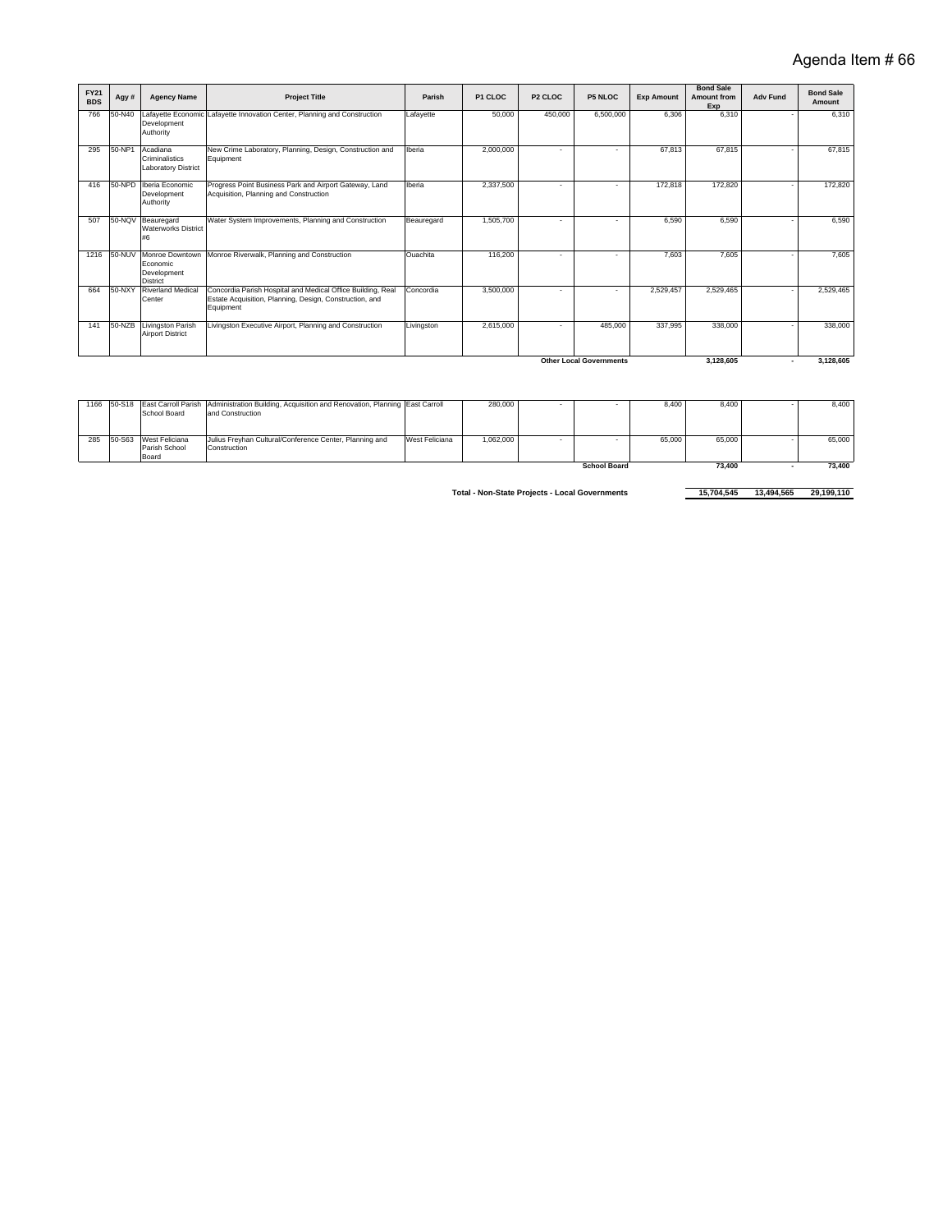Agenda Item # 66

| FY21 BDS | Agy # | Agency Name | Project Title | Parish | P1 CLOC | P2 CLOC | P5 NLOC | Exp Amount | Bond Sale Amount from Exp | Adv Fund | Bond Sale Amount |
|---|---|---|---|---|---|---|---|---|---|---|---|
| 766 | 50-N40 | Lafayette Economic Development Authority | Lafayette Innovation Center, Planning and Construction | Lafayette | 50,000 | 450,000 | 6,500,000 | 6,306 | 6,310 | - | 6,310 |
| 295 | 50-NP1 | Acadiana Criminalistics Laboratory District | New Crime Laboratory, Planning, Design, Construction and Equipment | Iberia | 2,000,000 | - | - | 67,813 | 67,815 | - | 67,815 |
| 416 | 50-NPD | Iberia Economic Development Authority | Progress Point Business Park and Airport Gateway, Land Acquisition, Planning and Construction | Iberia | 2,337,500 | - | - | 172,818 | 172,820 | - | 172,820 |
| 507 | 50-NQV | Beauregard Waterworks District #6 | Water System Improvements, Planning and Construction | Beauregard | 1,505,700 | - | - | 6,590 | 6,590 | - | 6,590 |
| 1216 | 50-NUV | Monroe Downtown Economic Development District | Monroe Riverwalk, Planning and Construction | Ouachita | 116,200 | - | - | 7,603 | 7,605 | - | 7,605 |
| 664 | 50-NXY | Riverland Medical Center | Concordia Parish Hospital and Medical Office Building, Real Estate Acquisition, Planning, Design, Construction, and Equipment | Concordia | 3,500,000 | - | - | 2,529,457 | 2,529,465 | - | 2,529,465 |
| 141 | 50-NZB | Livingston Parish Airport District | Livingston Executive Airport, Planning and Construction | Livingston | 2,615,000 | - | 485,000 | 337,995 | 338,000 | - | 338,000 |
| | | | | | | | **Other Local Governments** | | **3,128,605** | **-** | **3,128,605** |
| 1166 | 50-S18 | East Carroll Parish School Board | Administration Building, Acquisition and Renovation, Planning and Construction | East Carroll | 280,000 | - | - | 8,400 | 8,400 | - | 8,400 |
| 285 | 50-S63 | West Feliciana Parish School Board | Julius Freyhan Cultural/Conference Center, Planning and Construction | West Feliciana | 1,062,000 | - | - | 65,000 | 65,000 | - | 65,000 |
| | | | | | | | **School Board** | | **73,400** | **-** | **73,400** |
| | | | | | | | **Total - Non-State Projects - Local Governments** | | **15,704,545** | **13,494,565** | **29,199,110** |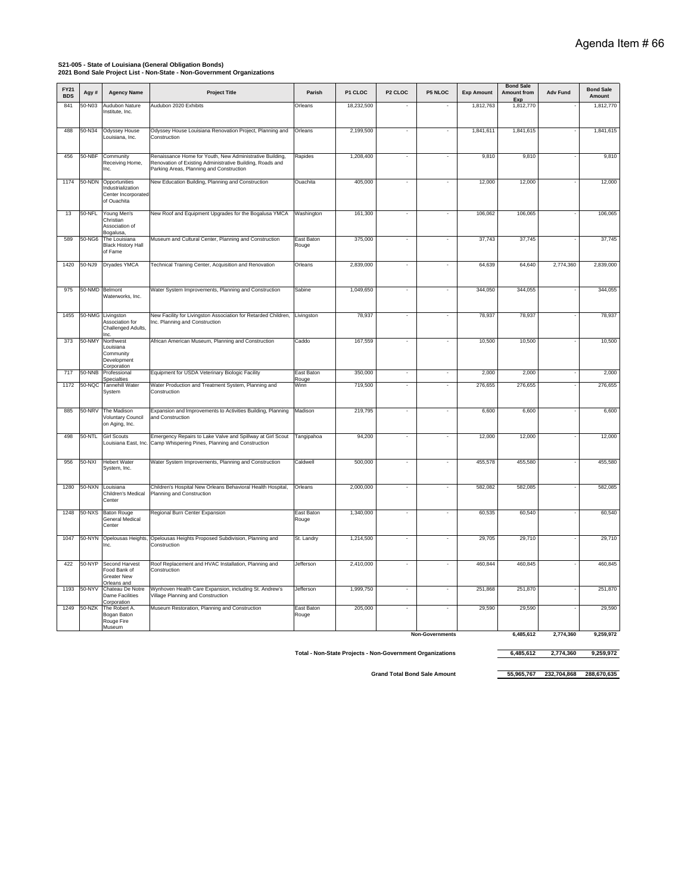Agenda Item # 66

**S21-005 - State of Louisiana (General Obligation Bonds)**
**2021 Bond Sale Project List - Non-State - Non-Government Organizations**

| FY21 BDS | Agy # | Agency Name | Project Title | Parish | P1 CLOC | P2 CLOC | P5 NLOC | Exp Amount | Bond Sale Amount from Exp | Adv Fund | Bond Sale Amount |
|---|---|---|---|---|---|---|---|---|---|---|---|
| 841 | 50-N03 | Audubon Nature Institute, Inc. | Audubon 2020 Exhibits | Orleans | 18,232,500 | - | - | 1,812,763 | 1,812,770 | - | 1,812,770 |
| 488 | 50-N34 | Odyssey House Louisiana, Inc. | Odyssey House Louisiana Renovation Project, Planning and Construction | Orleans | 2,199,500 | - | - | 1,841,611 | 1,841,615 | - | 1,841,615 |
| 456 | 50-NBF | Community Receiving Home, Inc. | Renaissance Home for Youth, New Administrative Building, Renovation of Existing Administrative Building, Roads and Parking Areas, Planning and Construction | Rapides | 1,208,400 | - | - | 9,810 | 9,810 | - | 9,810 |
| 1174 | 50-NDN | Opportunities Industrialization Center Incorporated of Ouachita | New Education Building, Planning and Construction | Ouachita | 405,000 | - | - | 12,000 | 12,000 | - | 12,000 |
| 13 | 50-NFL | Young Men's Christian Association of Bogalusa, | New Roof and Equipment Upgrades for the Bogalusa YMCA | Washington | 161,300 | - | - | 106,062 | 106,065 | - | 106,065 |
| 589 | 50-NG6 | The Louisiana Black History Hall of Fame | Museum and Cultural Center, Planning and Construction | East Baton Rouge | 375,000 | - | - | 37,743 | 37,745 | - | 37,745 |
| 1420 | 50-NJ9 | Dryades YMCA | Technical Training Center, Acquisition and Renovation | Orleans | 2,839,000 | - | - | 64,639 | 64,640 | 2,774,360 | 2,839,000 |
| 975 | 50-NMD | Belmont Waterworks, Inc. | Water System Improvements, Planning and Construction | Sabine | 1,049,650 | - | - | 344,050 | 344,055 | - | 344,055 |
| 1455 | 50-NMG | Livingston Association for Challenged Adults, Inc. | New Facility for Livingston Association for Retarded Children, Inc. Planning and Construction | Livingston | 78,937 | - | - | 78,937 | 78,937 | - | 78,937 |
| 373 | 50-NMY | Northwest Louisiana Community Development Corporation | African American Museum, Planning and Construction | Caddo | 167,559 | - | - | 10,500 | 10,500 | - | 10,500 |
| 717 | 50-NNB | Professional Specialties | Equipment for USDA Veterinary Biologic Facility | East Baton Rouge | 350,000 | - | - | 2,000 | 2,000 | - | 2,000 |
| 1172 | 50-NQC | Tannehill Water System | Water Production and Treatment System, Planning and Construction | Winn | 719,500 | - | - | 276,655 | 276,655 | - | 276,655 |
| 885 | 50-NRV | The Madison Voluntary Council on Aging, Inc. | Expansion and Improvements to Activities Building, Planning and Construction | Madison | 219,795 | - | - | 6,600 | 6,600 | - | 6,600 |
| 498 | 50-NTL | Girl Scouts Louisiana East, Inc. | Emergency Repairs to Lake Valve and Spillway at Girl Scout Camp Whispering Pines, Planning and Construction | Tangipahoa | 94,200 | - | - | 12,000 | 12,000 | - | 12,000 |
| 956 | 50-NXI | Hebert Water System, Inc. | Water System Improvements, Planning and Construction | Caldwell | 500,000 | - | - | 455,578 | 455,580 | - | 455,580 |
| 1280 | 50-NXN | Louisiana Children's Medical Center | Children's Hospital New Orleans Behavioral Health Hospital, Planning and Construction | Orleans | 2,000,000 | - | - | 582,082 | 582,085 | - | 582,085 |
| 1248 | 50-NXS | Baton Rouge General Medical Center | Regional Burn Center Expansion | East Baton Rouge | 1,340,000 | - | - | 60,535 | 60,540 | - | 60,540 |
| 1047 | 50-NYN | Opelousas Heights, Inc. | Opelousas Heights Proposed Subdivision, Planning and Construction | St. Landry | 1,214,500 | - | - | 29,705 | 29,710 | - | 29,710 |
| 422 | 50-NYP | Second Harvest Food Bank of Greater New Orleans and | Roof Replacement and HVAC Installation, Planning and Construction | Jefferson | 2,410,000 | - | - | 460,844 | 460,845 | - | 460,845 |
| 1193 | 50-NYV | Chateau De Notre Dame Facilities Corporation | Wynhoven Health Care Expansion, including St. Andrew's Village Planning and Construction | Jefferson | 1,999,750 | - | - | 251,868 | 251,870 | - | 251,870 |
| 1249 | 50-NZK | The Robert A. Bogan Baton Rouge Fire Museum | Museum Restoration, Planning and Construction | East Baton Rouge | 205,000 | - | - | 29,590 | 29,590 | - | 29,590 |
| | | | | | | | Non-Governments | | 6,485,612 | 2,774,360 | 9,259,972 |

| | | | |
|---|---|---|---|
| **Total - Non-State Projects - Non-Government Organizations** | **6,485,612** | **2,774,360** | **9,259,972** |
| **Grand Total Bond Sale Amount** | **55,965,767** | **232,704,868** | **288,670,635** |